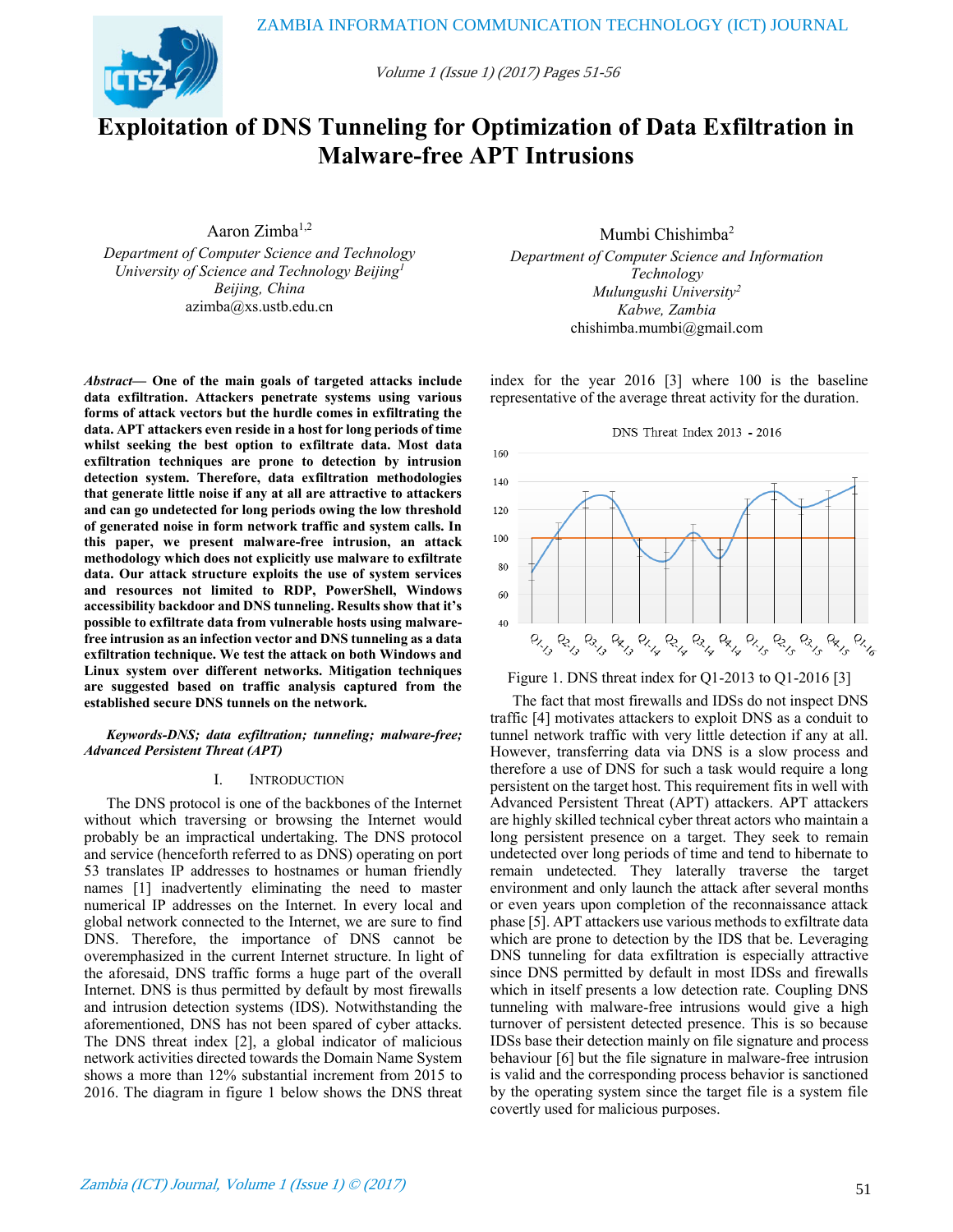# Exploitation of DNS Tunneling for Optimization of Data Exfiltration in Malware-free APT Intrusions

Aaron Zimba[1,2]
*Department of Computer Science and Technology*
*University of Science and Technology Beijing[1]*
*Beijing, China*
azimba@xs.ustb.edu.cn

Mumbi Chishimba[2]
*Department of Computer Science and Information Technology*
*Mulungushi University[2]*
*Kabwe, Zambia*
chishimba.mumbi@gmail.com

***Abstract*— One of the main goals of targeted attacks include data exfiltration. Attackers penetrate systems using various forms of attack vectors but the hurdle comes in exfiltrating the data. APT attackers even reside in a host for long periods of time whilst seeking the best option to exfiltrate data. Most data exfiltration techniques are prone to detection by intrusion detection system. Therefore, data exfiltration methodologies that generate little noise if any at all are attractive to attackers and can go undetected for long periods owing the low threshold of generated noise in form network traffic and system calls. In this paper, we present malware-free intrusion, an attack methodology which does not explicitly use malware to exfiltrate data. Our attack structure exploits the use of system services and resources not limited to RDP, PowerShell, Windows accessibility backdoor and DNS tunneling. Results show that it's possible to exfiltrate data from vulnerable hosts using malware-free intrusion as an infection vector and DNS tunneling as a data exfiltration technique. We test the attack on both Windows and Linux system over different networks. Mitigation techniques are suggested based on traffic analysis captured from the established secure DNS tunnels on the network.**

***Keywords-DNS; data exfiltration; tunneling; malware-free; Advanced Persistent Threat (APT)***

## I. Introduction

The DNS protocol is one of the backbones of the Internet without which traversing or browsing the Internet would probably be an impractical undertaking. The DNS protocol and service (henceforth referred to as DNS) operating on port 53 translates IP addresses to hostnames or human friendly names [1] inadvertently eliminating the need to master numerical IP addresses on the Internet. In every local and global network connected to the Internet, we are sure to find DNS. Therefore, the importance of DNS cannot be overemphasized in the current Internet structure. In light of the aforesaid, DNS traffic forms a huge part of the overall Internet. DNS is thus permitted by default by most firewalls and intrusion detection systems (IDS). Notwithstanding the aforementioned, DNS has not been spared of cyber attacks. The DNS threat index [2], a global indicator of malicious network activities directed towards the Domain Name System shows a more than 12% substantial increment from 2015 to 2016. The diagram in figure 1 below shows the DNS threat index for the year 2016 [3] where 100 is the baseline representative of the average threat activity for the duration.

Figure 1. DNS threat index for Q1-2013 to Q1-2016 [3]

The fact that most firewalls and IDSs do not inspect DNS traffic [4] motivates attackers to exploit DNS as a conduit to tunnel network traffic with very little detection if any at all. However, transferring data via DNS is a slow process and therefore a use of DNS for such a task would require a long persistent on the target host. This requirement fits in well with Advanced Persistent Threat (APT) attackers. APT attackers are highly skilled technical cyber threat actors who maintain a long persistent presence on a target. They seek to remain undetected over long periods of time and tend to hibernate to remain undetected. They laterally traverse the target environment and only launch the attack after several months or even years upon completion of the reconnaissance attack phase [5]. APT attackers use various methods to exfiltrate data which are prone to detection by the IDS that be. Leveraging DNS tunneling for data exfiltration is especially attractive since DNS permitted by default in most IDSs and firewalls which in itself presents a low detection rate. Coupling DNS tunneling with malware-free intrusions would give a high turnover of persistent detected presence. This is so because IDSs base their detection mainly on file signature and process behaviour [6] but the file signature in malware-free intrusion is valid and the corresponding process behavior is sanctioned by the operating system since the target file is a system file covertly used for malicious purposes.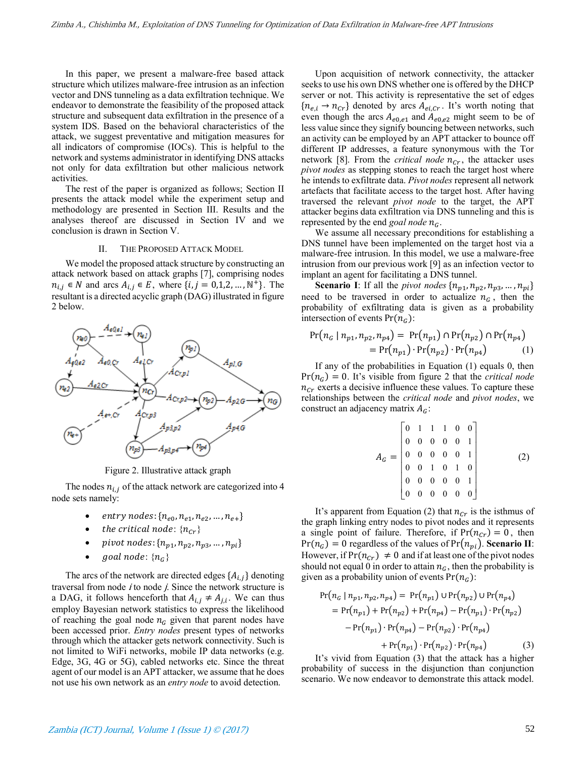In this paper, we present a malware-free based attack structure which utilizes malware-free intrusion as an infection vector and DNS tunneling as a data exfiltration technique. We endeavor to demonstrate the feasibility of the proposed attack structure and subsequent data exfiltration in the presence of a system IDS. Based on the behavioral characteristics of the attack, we suggest preventative and mitigation measures for all indicators of compromise (IOCs). This is helpful to the network and systems administrator in identifying DNS attacks not only for data exfiltration but other malicious network activities.

The rest of the paper is organized as follows; Section II presents the attack model while the experiment setup and methodology are presented in Section III. Results and the analyses thereof are discussed in Section IV and we conclusion is drawn in Section V.

## II. The Proposed Attack Model

We model the proposed attack structure by constructing an attack network based on attack graphs [7], comprising nodes $n_{i,j} \in N$ and arcs $A_{i,j} \in E$, where $\{i, j = 0,1,2, \dots, \mathbb{N}^{+}\}$. The resultant is a directed acyclic graph (DAG) illustrated in figure 2 below.

Figure 2. Illustrative attack graph

The nodes $n_{i,j}$ of the attack network are categorized into 4 node sets namely:

- *entry nodes*: $\{n_{e0}, n_{e1}, n_{e2}, \dots, n_{e+}\}$
- *the critical node*: $\{n_{Cr}\}$
- *pivot nodes*: $\{n_{p1}, n_{p2}, n_{p3}, \dots, n_{pi}\}$
- *goal node*: $\{n_G\}$

The arcs of the network are directed edges $\{A_{i,j}\}$ denoting traversal from node *i* to node *j*. Since the network structure is a DAG, it follows henceforth that $A_{i,j} \neq A_{j,i}$. We can thus employ Bayesian network statistics to express the likelihood of reaching the goal node $n_G$ given that parent nodes have been accessed prior. *Entry nodes* present types of networks through which the attacker gets network connectivity. Such is not limited to WiFi networks, mobile IP data networks (e.g. Edge, 3G, 4G or 5G), cabled networks etc. Since the threat agent of our model is an APT attacker, we assume that he does not use his own network as an *entry node* to avoid detection.

Upon acquisition of network connectivity, the attacker seeks to use his own DNS whether one is offered by the DHCP server or not. This activity is representative the set of edges $\{n_{e,i} \rightarrow n_{Cr}\}$ denoted by arcs $A_{ei,Cr}$. It's worth noting that even though the arcs $A_{e0,e1}$ and $A_{e0,e2}$ might seem to be of less value since they signify bouncing between networks, such an activity can be employed by an APT attacker to bounce off different IP addresses, a feature synonymous with the Tor network [8]. From the *critical node* $n_{Cr}$, the attacker uses *pivot nodes* as stepping stones to reach the target host where he intends to exfiltrate data. *Pivot nodes* represent all network artefacts that facilitate access to the target host. After having traversed the relevant *pivot node* to the target, the APT attacker begins data exfiltration via DNS tunneling and this is represented by the end *goal node* $n_G$.

We assume all necessary preconditions for establishing a DNS tunnel have been implemented on the target host via a malware-free intrusion. In this model, we use a malware-free intrusion from our previous work [9] as an infection vector to implant an agent for facilitating a DNS tunnel.

**Scenario I**: If all the *pivot nodes* $\{n_{p1}, n_{p2}, n_{p3}, \dots, n_{pi}\}$ need to be traversed in order to actualize $n_G$, then the probability of exfiltrating data is given as a probability intersection of events $\Pr(n_G)$:

$$
\begin{aligned}
\Pr(n_G \mid n_{p1}, n_{p2}, n_{p4}) &= \Pr(n_{p1}) \cap \Pr(n_{p2}) \cap \Pr(n_{p4}) \\
&= \Pr(n_{p1}) \cdot \Pr(n_{p2}) \cdot \Pr(n_{p4})
\end{aligned}
\tag{1}
$$

If any of the probabilities in Equation (1) equals 0, then $\Pr(n_G) = 0$. It's visible from figure 2 that the *critical node* $n_{Cr}$ exerts a decisive influence these values. To capture these relationships between the *critical node* and *pivot nodes*, we construct an adjacency matrix $A_G$:

$$
A_G = \begin{bmatrix}
0 & 1 & 1 & 1 & 0 & 0 \\
0 & 0 & 0 & 0 & 0 & 1 \\
0 & 0 & 0 & 0 & 0 & 1 \\
0 & 0 & 1 & 0 & 1 & 0 \\
0 & 0 & 0 & 0 & 0 & 1 \\
0 & 0 & 0 & 0 & 0 & 0
\end{bmatrix}
\tag{2}
$$

It's apparent from Equation (2) that $n_{Cr}$ is the isthmus of the graph linking entry nodes to pivot nodes and it represents a single point of failure. Therefore, if $\Pr(n_{Cr}) = 0$, then $\Pr(n_G) = 0$ regardless of the values of $\Pr(n_{pi})$. **Scenario II**: However, if $\Pr(n_{Cr}) \neq 0$ and if at least one of the pivot nodes should not equal 0 in order to attain $n_G$, then the probability is given as a probability union of events $\Pr(n_G)$:

$$
\begin{aligned}
\Pr(n_G \mid n_{p1}, n_{p2}, n_{p4}) &= \Pr(n_{p1}) \cup \Pr(n_{p2}) \cup \Pr(n_{p4}) \\
&= \Pr(n_{p1}) + \Pr(n_{p2}) + \Pr(n_{p4}) - \Pr(n_{p1}) \cdot \Pr(n_{p2}) \\
&\quad - \Pr(n_{p1}) \cdot \Pr(n_{p4}) - \Pr(n_{p2}) \cdot \Pr(n_{p4}) \\
&\quad + \Pr(n_{p1}) \cdot \Pr(n_{p2}) \cdot \Pr(n_{p4})
\end{aligned}
\tag{3}
$$

It's vivid from Equation (3) that the attack has a higher probability of success in the disjunction than conjunction scenario. We now endeavor to demonstrate this attack model.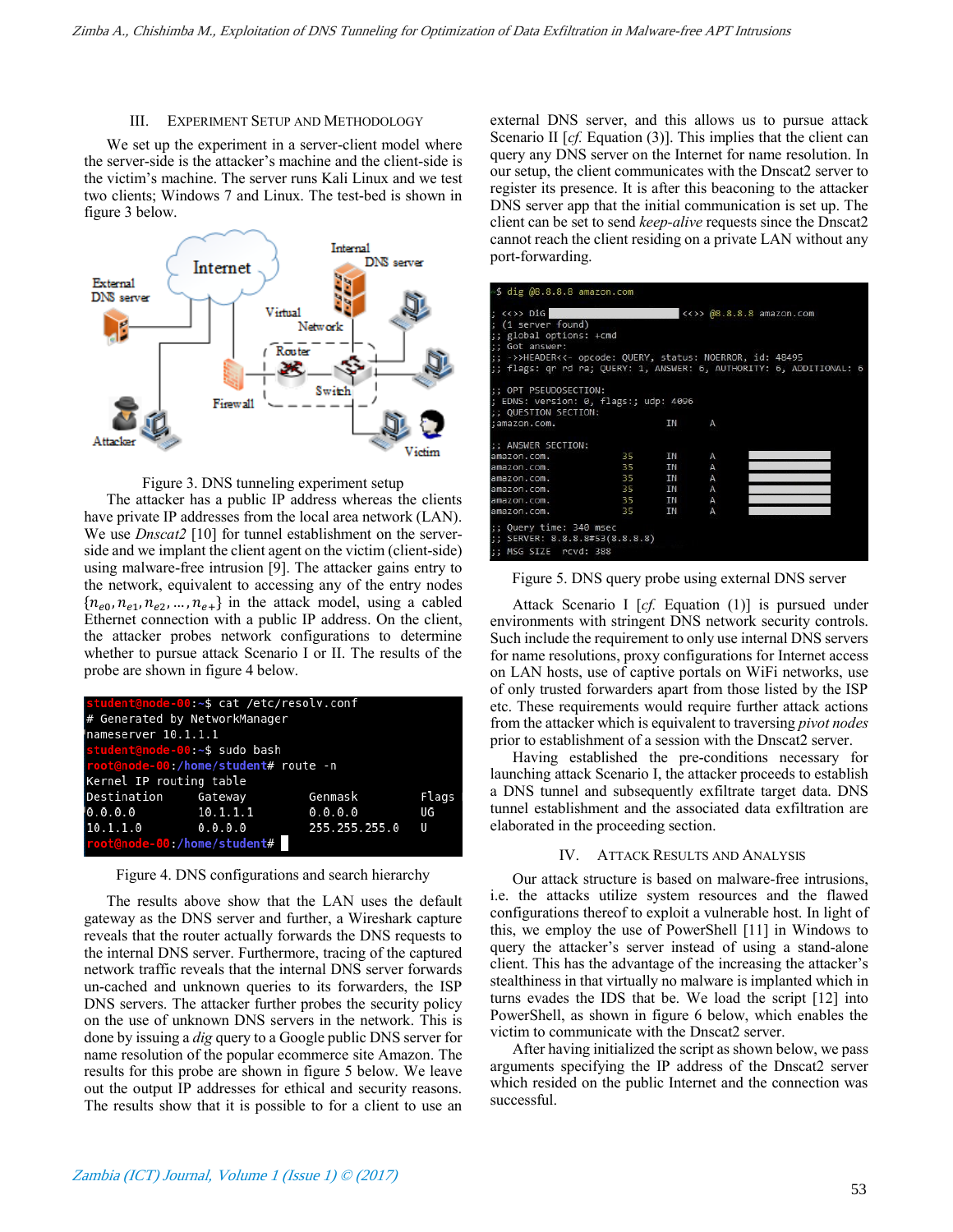## III. Experiment Setup and Methodology

We set up the experiment in a server-client model where the server-side is the attacker's machine and the client-side is the victim's machine. The server runs Kali Linux and we test two clients; Windows 7 and Linux. The test-bed is shown in figure 3 below.

Figure 3. DNS tunneling experiment setup

The attacker has a public IP address whereas the clients have private IP addresses from the local area network (LAN). We use *Dnscat2* [10] for tunnel establishment on the server-side and we implant the client agent on the victim (client-side) using malware-free intrusion [9]. The attacker gains entry to the network, equivalent to accessing any of the entry nodes $\{n_{e0}, n_{e1}, n_{e2}, \ldots, n_{e+}\}$ in the attack model, using a cabled Ethernet connection with a public IP address. On the client, the attacker probes network configurations to determine whether to pursue attack Scenario I or II. The results of the probe are shown in figure 4 below.

```
student@node-00:~$ cat /etc/resolv.conf
# Generated by NetworkManager
nameserver 10.1.1.1
student@node-00:~$ sudo bash
root@node-00:/home/student# route -n
Kernel IP routing table
Destination     Gateway         Genmask         Flags
0.0.0.0         10.1.1.1        0.0.0.0         UG
10.1.1.0        0.0.0.0         255.255.255.0   U
root@node-00:/home/student#
```

Figure 4. DNS configurations and search hierarchy

The results above show that the LAN uses the default gateway as the DNS server and further, a Wireshark capture reveals that the router actually forwards the DNS requests to the internal DNS server. Furthermore, tracing of the captured network traffic reveals that the internal DNS server forwards un-cached and unknown queries to its forwarders, the ISP DNS servers. The attacker further probes the security policy on the use of unknown DNS servers in the network. This is done by issuing a *dig* query to a Google public DNS server for name resolution of the popular ecommerce site Amazon. The results for this probe are shown in figure 5 below. We leave out the output IP addresses for ethical and security reasons. The results show that it is possible to for a client to use an external DNS server, and this allows us to pursue attack Scenario II [*cf.* Equation (3)]. This implies that the client can query any DNS server on the Internet for name resolution. In our setup, the client communicates with the Dnscat2 server to register its presence. It is after this beaconing to the attacker DNS server app that the initial communication is set up. The client can be set to send *keep-alive* requests since the Dnscat2 cannot reach the client residing on a private LAN without any port-forwarding.

```
~$ dig @8.8.8.8 amazon.com

; <<>> DiG                      <<>> @8.8.8.8 amazon.com
; (1 server found)
;; global options: +cmd
;; Got answer:
;; ->>HEADER<<- opcode: QUERY, status: NOERROR, id: 48495
;; flags: qr rd ra; QUERY: 1, ANSWER: 6, AUTHORITY: 6, ADDITIONAL: 6

;; OPT PSEUDOSECTION:
; EDNS: version: 0, flags:; udp: 4096
;; QUESTION SECTION:
;amazon.com.                    IN      A

;; ANSWER SECTION:
amazon.com.             35      IN      A
amazon.com.             35      IN      A
amazon.com.             35      IN      A
amazon.com.             35      IN      A
amazon.com.             35      IN      A
amazon.com.             35      IN      A

;; Query time: 348 msec
;; SERVER: 8.8.8.8#53(8.8.8.8)
;; MSG SIZE  rcvd: 388
```

Figure 5. DNS query probe using external DNS server

Attack Scenario I [*cf.* Equation (1)] is pursued under environments with stringent DNS network security controls. Such include the requirement to only use internal DNS servers for name resolutions, proxy configurations for Internet access on LAN hosts, use of captive portals on WiFi networks, use of only trusted forwarders apart from those listed by the ISP etc. These requirements would require further attack actions from the attacker which is equivalent to traversing *pivot nodes* prior to establishment of a session with the Dnscat2 server.

Having established the pre-conditions necessary for launching attack Scenario I, the attacker proceeds to establish a DNS tunnel and subsequently exfiltrate target data. DNS tunnel establishment and the associated data exfiltration are elaborated in the proceeding section.

## IV. Attack Results and Analysis

Our attack structure is based on malware-free intrusions, i.e. the attacks utilize system resources and the flawed configurations thereof to exploit a vulnerable host. In light of this, we employ the use of PowerShell [11] in Windows to query the attacker's server instead of using a stand-alone client. This has the advantage of the increasing the attacker's stealthiness in that virtually no malware is implanted which in turns evades the IDS that be. We load the script [12] into PowerShell, as shown in figure 6 below, which enables the victim to communicate with the Dnscat2 server.

After having initialized the script as shown below, we pass arguments specifying the IP address of the Dnscat2 server which resided on the public Internet and the connection was successful.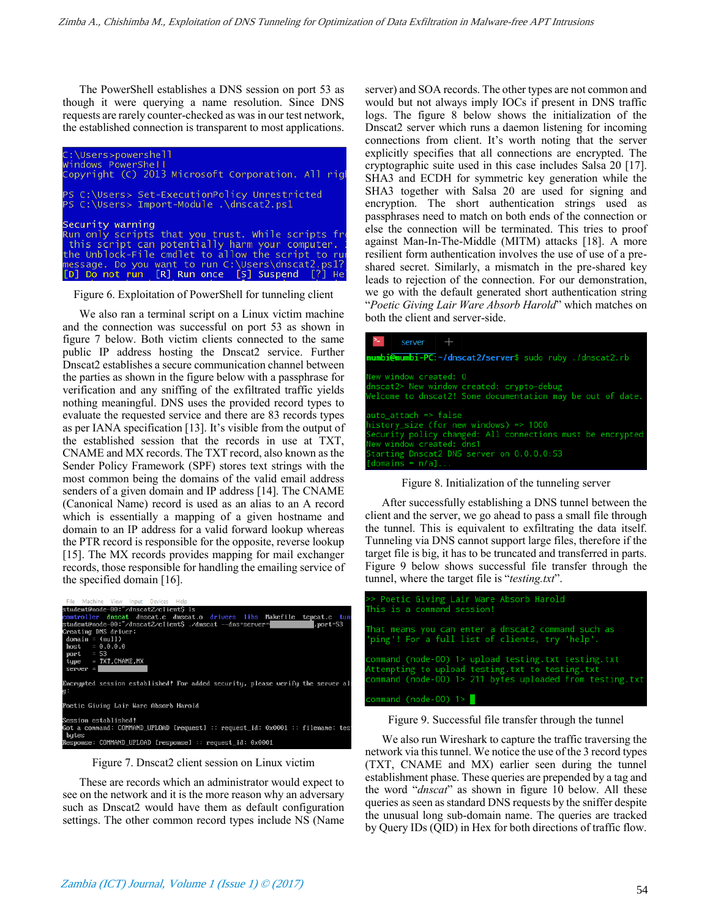The PowerShell establishes a DNS session on port 53 as though it were querying a name resolution. Since DNS requests are rarely counter-checked as was in our test network, the established connection is transparent to most applications.

```
C:\Users>powershell
Windows PowerShell
Copyright (C) 2013 Microsoft Corporation. All rig

PS C:\Users> Set-ExecutionPolicy Unrestricted
PS C:\Users> Import-Module .\dnscat2.ps1

Security warning
Run only scripts that you trust. While scripts fr
 this script can potentially harm your computer. 
the Unblock-File cmdlet to allow the script to ru
message. Do you want to run C:\Users\dnscat2.ps1?
[D] Do not run  [R] Run once  [S] Suspend  [?] He
```

Figure 6. Exploitation of PowerShell for tunneling client

We also ran a terminal script on a Linux victim machine and the connection was successful on port 53 as shown in figure 7 below. Both victim clients connected to the same public IP address hosting the Dnscat2 service. Further Dnscat2 establishes a secure communication channel between the parties as shown in the figure below with a passphrase for verification and any sniffing of the exfiltrated traffic yields nothing meaningful. DNS uses the provided record types to evaluate the requested service and there are 83 records types as per IANA specification [13]. It's visible from the output of the established session that the records in use at TXT, CNAME and MX records. The TXT record, also known as the Sender Policy Framework (SPF) stores text strings with the most common being the domains of the valid email address senders of a given domain and IP address [14]. The CNAME (Canonical Name) record is used as an alias to an A record which is essentially a mapping of a given hostname and domain to an IP address for a valid forward lookup whereas the PTR record is responsible for the opposite, reverse lookup [15]. The MX records provides mapping for mail exchanger records, those responsible for handling the emailing service of the specified domain [16].

```
File  Machine  View  Input  Devices  Help
student@node-00:~/dnscat2/client$ ls
controller  dnscat  dnscat.c  dnscat.o  drivers  libs  Makefile  tcpcat.c  tun
student@node-00:~/dnscat2/client$ ./dnscat --dns=server=            ,port=53
Creating DNS driver:
 domain = (null)
 host   = 0.0.0.0
 port   = 53
 type   = TXT,CNAME,MX
 server = 

Encrypted session established! For added security, please verify the server al
g:

Poetic Giving Lair Ware Absorb Harold

Session established!
Got a command: COMMAND_UPLOAD [request] :: request_id: 0x0001 :: filename: tes
 bytes
Response: COMMAND_UPLOAD [response] :: request_id: 0x0001
```

Figure 7. Dnscat2 client session on Linux victim

These are records which an administrator would expect to see on the network and it is the more reason why an adversary such as Dnscat2 would have them as default configuration settings. The other common record types include NS (Name server) and SOA records. The other types are not common and would but not always imply IOCs if present in DNS traffic logs. The figure 8 below shows the initialization of the Dnscat2 server which runs a daemon listening for incoming connections from client. It's worth noting that the server explicitly specifies that all connections are encrypted. The cryptographic suite used in this case includes Salsa 20 [17]. SHA3 and ECDH for symmetric key generation while the SHA3 together with Salsa 20 are used for signing and encryption. The short authentication strings used as passphrases need to match on both ends of the connection or else the connection will be terminated. This tries to proof against Man-In-The-Middle (MITM) attacks [18]. A more resilient form authentication involves the use of use of a pre-shared secret. Similarly, a mismatch in the pre-shared key leads to rejection of the connection. For our demonstration, we go with the default generated short authentication string "*Poetic Giving Lair Ware Absorb Harold*" which matches on both the client and server-side.

```
mumbi@mumbi-PC:~/dnscat2/server$ sudo ruby ./dnscat2.rb

New window created: 0
dnscat2> New window created: crypto-debug
Welcome to dnscat2! Some documentation may be out of date.

auto_attach => false
history_size (for new windows) => 1000
Security policy changed: All connections must be encrypted
New window created: dns1
Starting Dnscat2 DNS server on 0.0.0.0:53
[domains = n/a]...
```

Figure 8. Initialization of the tunneling server

After successfully establishing a DNS tunnel between the client and the server, we go ahead to pass a small file through the tunnel. This is equivalent to exfiltrating the data itself. Tunneling via DNS cannot support large files, therefore if the target file is big, it has to be truncated and transferred in parts. Figure 9 below shows successful file transfer through the tunnel, where the target file is "*testing.txt*".

```
>> Poetic Giving Lair Ware Absorb Harold
This is a command session!

That means you can enter a dnscat2 command such as
'ping'! For a full list of clients, try 'help'.

command (node-00) 1> upload testing.txt testing.txt
Attempting to upload testing.txt to testing.txt
command (node-00) 1> 211 bytes uploaded from testing.txt

command (node-00) 1>
```

Figure 9. Successful file transfer through the tunnel

We also run Wireshark to capture the traffic traversing the network via this tunnel. We notice the use of the 3 record types (TXT, CNAME and MX) earlier seen during the tunnel establishment phase. These queries are prepended by a tag and the word "*dnscat*" as shown in figure 10 below. All these queries as seen as standard DNS requests by the sniffer despite the unusual long sub-domain name. The queries are tracked by Query IDs (QID) in Hex for both directions of traffic flow.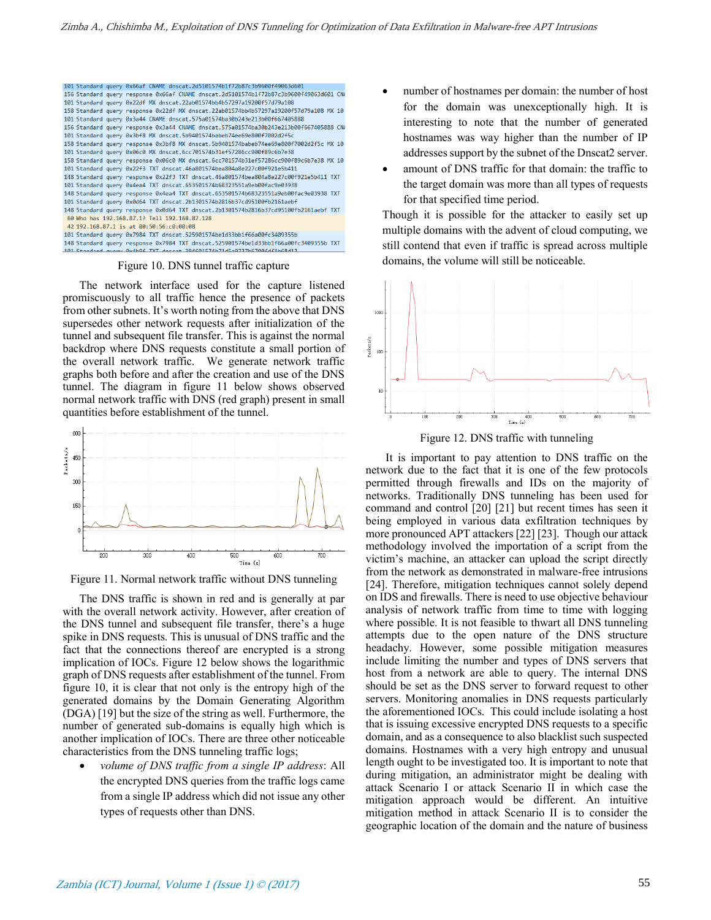Figure 10. DNS tunnel traffic capture

The network interface used for the capture listened promiscuously to all traffic hence the presence of packets from other subnets. It's worth noting from the above that DNS supersedes other network requests after initialization of the tunnel and subsequent file transfer. This is against the normal backdrop where DNS requests constitute a small portion of the overall network traffic. We generate network traffic graphs both before and after the creation and use of the DNS tunnel. The diagram in figure 11 below shows observed normal network traffic with DNS (red graph) present in small quantities before establishment of the tunnel.

Figure 11. Normal network traffic without DNS tunneling

The DNS traffic is shown in red and is generally at par with the overall network activity. However, after creation of the DNS tunnel and subsequent file transfer, there's a huge spike in DNS requests. This is unusual of DNS traffic and the fact that the connections thereof are encrypted is a strong implication of IOCs. Figure 12 below shows the logarithmic graph of DNS requests after establishment of the tunnel. From figure 10, it is clear that not only is the entropy high of the generated domains by the Domain Generating Algorithm (DGA) [19] but the size of the string as well. Furthermore, the number of generated sub-domains is equally high which is another implication of IOCs. There are three other noticeable characteristics from the DNS tunneling traffic logs;

- *volume of DNS traffic from a single IP address*: All the encrypted DNS queries from the traffic logs came from a single IP address which did not issue any other types of requests other than DNS.
- number of hostnames per domain: the number of host for the domain was unexceptionally high. It is interesting to note that the number of generated hostnames was way higher than the number of IP addresses support by the subnet of the Dnscat2 server.
- amount of DNS traffic for that domain: the traffic to the target domain was more than all types of requests for that specified time period.

Though it is possible for the attacker to easily set up multiple domains with the advent of cloud computing, we still contend that even if traffic is spread across multiple domains, the volume will still be noticeable.

Figure 12. DNS traffic with tunneling

It is important to pay attention to DNS traffic on the network due to the fact that it is one of the few protocols permitted through firewalls and IDs on the majority of networks. Traditionally DNS tunneling has been used for command and control [20] [21] but recent times has seen it being employed in various data exfiltration techniques by more pronounced APT attackers [22] [23]. Though our attack methodology involved the importation of a script from the victim's machine, an attacker can upload the script directly from the network as demonstrated in malware-free intrusions [24]. Therefore, mitigation techniques cannot solely depend on IDS and firewalls. There is need to use objective behaviour analysis of network traffic from time to time with logging where possible. It is not feasible to thwart all DNS tunneling attempts due to the open nature of the DNS structure headachy. However, some possible mitigation measures include limiting the number and types of DNS servers that host from a network are able to query. The internal DNS should be set as the DNS server to forward request to other servers. Monitoring anomalies in DNS requests particularly the aforementioned IOCs. This could include isolating a host that is issuing excessive encrypted DNS requests to a specific domain, and as a consequence to also blacklist such suspected domains. Hostnames with a very high entropy and unusual length ought to be investigated too. It is important to note that during mitigation, an administrator might be dealing with attack Scenario I or attack Scenario II in which case the mitigation approach would be different. An intuitive mitigation method in attack Scenario II is to consider the geographic location of the domain and the nature of business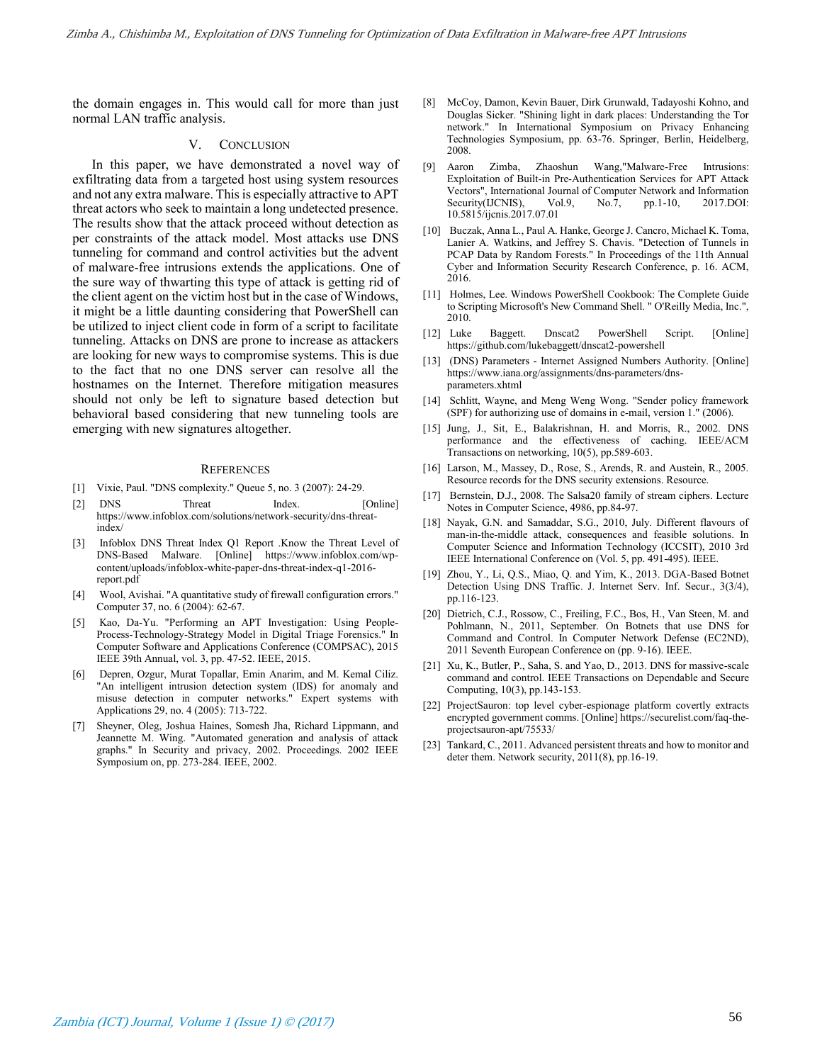the domain engages in. This would call for more than just normal LAN traffic analysis.

## V. Conclusion

In this paper, we have demonstrated a novel way of exfiltrating data from a targeted host using system resources and not any extra malware. This is especially attractive to APT threat actors who seek to maintain a long undetected presence. The results show that the attack proceed without detection as per constraints of the attack model. Most attacks use DNS tunneling for command and control activities but the advent of malware-free intrusions extends the applications. One of the sure way of thwarting this type of attack is getting rid of the client agent on the victim host but in the case of Windows, it might be a little daunting considering that PowerShell can be utilized to inject client code in form of a script to facilitate tunneling. Attacks on DNS are prone to increase as attackers are looking for new ways to compromise systems. This is due to the fact that no one DNS server can resolve all the hostnames on the Internet. Therefore mitigation measures should not only be left to signature based detection but behavioral based considering that new tunneling tools are emerging with new signatures altogether.

## References

[1] Vixie, Paul. "DNS complexity." Queue 5, no. 3 (2007): 24-29.

[2] DNS Threat Index. [Online] https://www.infoblox.com/solutions/network-security/dns-threat-index/

[3] Infoblox DNS Threat Index Q1 Report .Know the Threat Level of DNS-Based Malware. [Online] https://www.infoblox.com/wp-content/uploads/infoblox-white-paper-dns-threat-index-q1-2016-report.pdf

[4] Wool, Avishai. "A quantitative study of firewall configuration errors." Computer 37, no. 6 (2004): 62-67.

[5] Kao, Da-Yu. "Performing an APT Investigation: Using People-Process-Technology-Strategy Model in Digital Triage Forensics." In Computer Software and Applications Conference (COMPSAC), 2015 IEEE 39th Annual, vol. 3, pp. 47-52. IEEE, 2015.

[6] Depren, Ozgur, Murat Topallar, Emin Anarim, and M. Kemal Ciliz. "An intelligent intrusion detection system (IDS) for anomaly and misuse detection in computer networks." Expert systems with Applications 29, no. 4 (2005): 713-722.

[7] Sheyner, Oleg, Joshua Haines, Somesh Jha, Richard Lippmann, and Jeannette M. Wing. "Automated generation and analysis of attack graphs." In Security and privacy, 2002. Proceedings. 2002 IEEE Symposium on, pp. 273-284. IEEE, 2002.

[8] McCoy, Damon, Kevin Bauer, Dirk Grunwald, Tadayoshi Kohno, and Douglas Sicker. "Shining light in dark places: Understanding the Tor network." In International Symposium on Privacy Enhancing Technologies Symposium, pp. 63-76. Springer, Berlin, Heidelberg, 2008.

[9] Aaron Zimba, Zhaoshun Wang,"Malware-Free Intrusions: Exploitation of Built-in Pre-Authentication Services for APT Attack Vectors", International Journal of Computer Network and Information Security(IJCNIS), Vol.9, No.7, pp.1-10, 2017.DOI: 10.5815/ijcnis.2017.07.01

[10] Buczak, Anna L., Paul A. Hanke, George J. Cancro, Michael K. Toma, Lanier A. Watkins, and Jeffrey S. Chavis. "Detection of Tunnels in PCAP Data by Random Forests." In Proceedings of the 11th Annual Cyber and Information Security Research Conference, p. 16. ACM, 2016.

[11] Holmes, Lee. Windows PowerShell Cookbook: The Complete Guide to Scripting Microsoft's New Command Shell. " O'Reilly Media, Inc.", 2010.

[12] Luke Baggett. Dnscat2 PowerShell Script. [Online] https://github.com/lukebaggett/dnscat2-powershell

[13] (DNS) Parameters - Internet Assigned Numbers Authority. [Online] https://www.iana.org/assignments/dns-parameters/dns-parameters.xhtml

[14] Schlitt, Wayne, and Meng Weng Wong. "Sender policy framework (SPF) for authorizing use of domains in e-mail, version 1." (2006).

[15] Jung, J., Sit, E., Balakrishnan, H. and Morris, R., 2002. DNS performance and the effectiveness of caching. IEEE/ACM Transactions on networking, 10(5), pp.589-603.

[16] Larson, M., Massey, D., Rose, S., Arends, R. and Austein, R., 2005. Resource records for the DNS security extensions. Resource.

[17] Bernstein, D.J., 2008. The Salsa20 family of stream ciphers. Lecture Notes in Computer Science, 4986, pp.84-97.

[18] Nayak, G.N. and Samaddar, S.G., 2010, July. Different flavours of man-in-the-middle attack, consequences and feasible solutions. In Computer Science and Information Technology (ICCSIT), 2010 3rd IEEE International Conference on (Vol. 5, pp. 491-495). IEEE.

[19] Zhou, Y., Li, Q.S., Miao, Q. and Yim, K., 2013. DGA-Based Botnet Detection Using DNS Traffic. J. Internet Serv. Inf. Secur., 3(3/4), pp.116-123.

[20] Dietrich, C.J., Rossow, C., Freiling, F.C., Bos, H., Van Steen, M. and Pohlmann, N., 2011, September. On Botnets that use DNS for Command and Control. In Computer Network Defense (EC2ND), 2011 Seventh European Conference on (pp. 9-16). IEEE.

[21] Xu, K., Butler, P., Saha, S. and Yao, D., 2013. DNS for massive-scale command and control. IEEE Transactions on Dependable and Secure Computing, 10(3), pp.143-153.

[22] ProjectSauron: top level cyber-espionage platform covertly extracts encrypted government comms. [Online] https://securelist.com/faq-the-projectsauron-apt/75533/

[23] Tankard, C., 2011. Advanced persistent threats and how to monitor and deter them. Network security, 2011(8), pp.16-19.